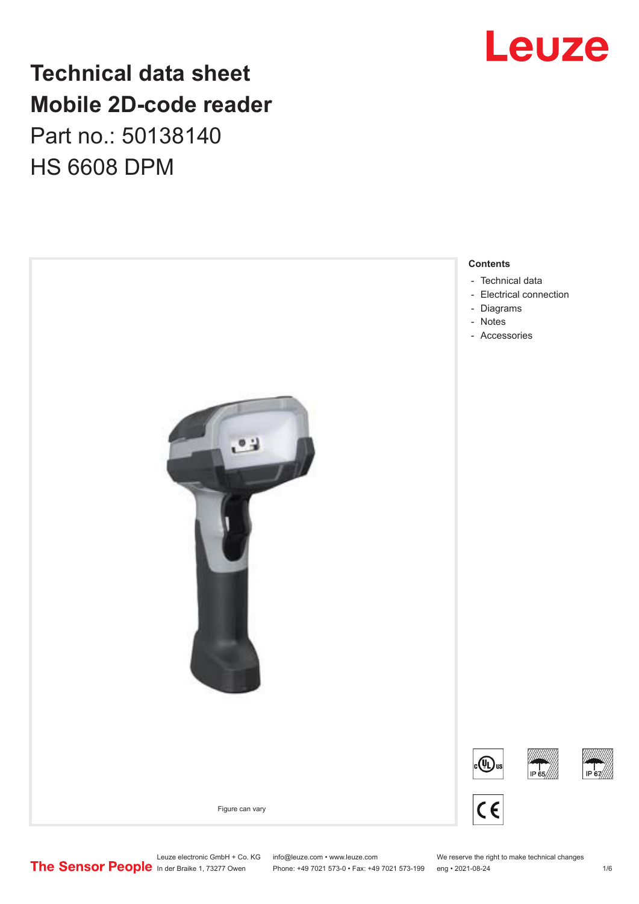# Technical data sheet
# Mobile 2D-code reader

Part no.: 50138140

HS 6608 DPM

Figure can vary

**Contents**

- Technical data
- Electrical connection
- Diagrams
- Notes
- Accessories

Leuze electronic GmbH + Co. KG
In der Braike 1, 73277 Owen

info@leuze.com • www.leuze.com
Phone: +49 7021 573-0 • Fax: +49 7021 573-199

We reserve the right to make technical changes
eng • 2021-08-24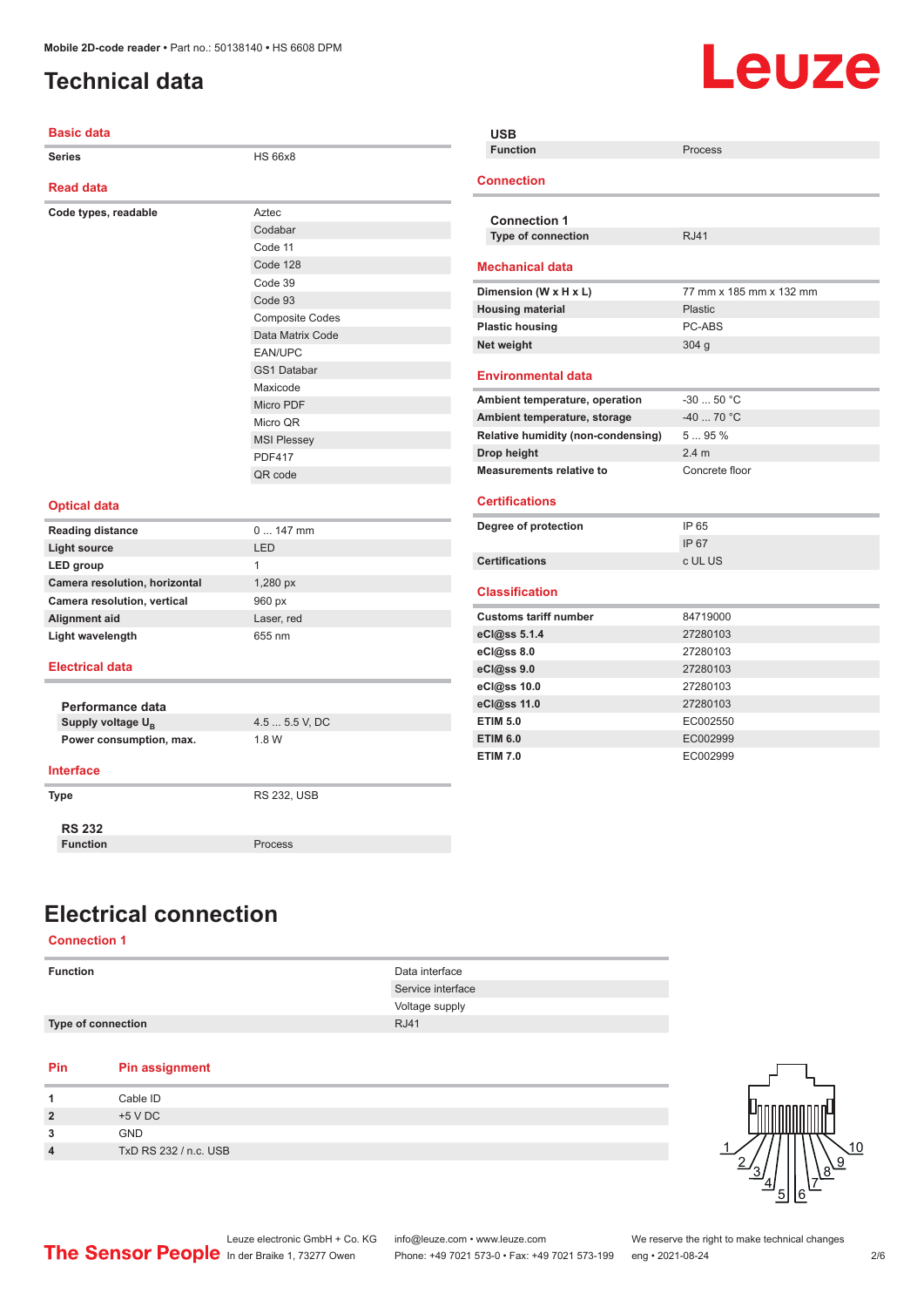# Technical data

## Basic data

| | |
|---|---|
| **Series** | HS 66x8 |

## Read data

| | |
|---|---|
| **Code types, readable** | Aztec |
| | Codabar |
| | Code 11 |
| | Code 128 |
| | Code 39 |
| | Code 93 |
| | Composite Codes |
| | Data Matrix Code |
| | EAN/UPC |
| | GS1 Databar |
| | Maxicode |
| | Micro PDF |
| | Micro QR |
| | MSI Plessey |
| | PDF417 |
| | QR code |

## Optical data

| | |
|---|---|
| **Reading distance** | 0 ... 147 mm |
| **Light source** | LED |
| **LED group** | 1 |
| **Camera resolution, horizontal** | 1,280 px |
| **Camera resolution, vertical** | 960 px |
| **Alignment aid** | Laser, red |
| **Light wavelength** | 655 nm |

## Electrical data

### Performance data

| | |
|---|---|
| **Supply voltage $U_B$** | 4.5 ... 5.5 V, DC |
| **Power consumption, max.** | 1.8 W |

## Interface

| | |
|---|---|
| **Type** | RS 232, USB |

### RS 232

| | |
|---|---|
| **Function** | Process |

### USB

| | |
|---|---|
| **Function** | Process |

## Connection

### Connection 1

| | |
|---|---|
| **Type of connection** | RJ41 |

## Mechanical data

| | |
|---|---|
| **Dimension (W x H x L)** | 77 mm x 185 mm x 132 mm |
| **Housing material** | Plastic |
| **Plastic housing** | PC-ABS |
| **Net weight** | 304 g |

## Environmental data

| | |
|---|---|
| **Ambient temperature, operation** | -30 ... 50 °C |
| **Ambient temperature, storage** | -40 ... 70 °C |
| **Relative humidity (non-condensing)** | 5 ... 95 % |
| **Drop height** | 2.4 m |
| **Measurements relative to** | Concrete floor |

## Certifications

| | |
|---|---|
| **Degree of protection** | IP 65 |
| | IP 67 |
| **Certifications** | c UL US |

## Classification

| | |
|---|---|
| **Customs tariff number** | 84719000 |
| **eCl@ss 5.1.4** | 27280103 |
| **eCl@ss 8.0** | 27280103 |
| **eCl@ss 9.0** | 27280103 |
| **eCl@ss 10.0** | 27280103 |
| **eCl@ss 11.0** | 27280103 |
| **ETIM 5.0** | EC002550 |
| **ETIM 6.0** | EC002999 |
| **ETIM 7.0** | EC002999 |

# Electrical connection

## Connection 1

| | |
|---|---|
| **Function** | Data interface |
| | Service interface |
| | Voltage supply |
| **Type of connection** | RJ41 |

| Pin | Pin assignment |
|---|---|
| **1** | Cable ID |
| **2** | +5 V DC |
| **3** | GND |
| **4** | TxD RS 232 / n.c. USB |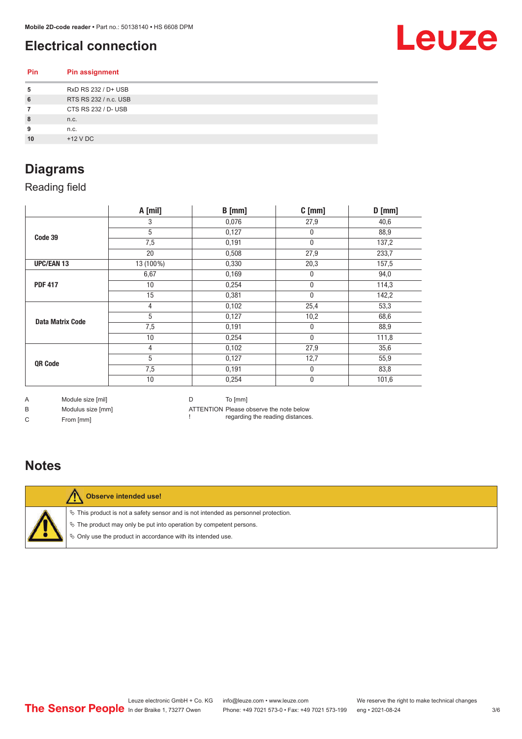# Electrical connection

| Pin | Pin assignment |
|---|---|
| 5 | RxD RS 232 / D+ USB |
| 6 | RTS RS 232 / n.c. USB |
| 7 | CTS RS 232 / D- USB |
| 8 | n.c. |
| 9 | n.c. |
| 10 | +12 V DC |

# Diagrams

## Reading field

| | A [mil] | B [mm] | C [mm] | D [mm] |
|---|---|---|---|---|
| Code 39 | 3 | 0,076 | 27,9 | 40,6 |
| | 5 | 0,127 | 0 | 88,9 |
| | 7,5 | 0,191 | 0 | 137,2 |
| | 20 | 0,508 | 27,9 | 233,7 |
| UPC/EAN 13 | 13 (100%) | 0,330 | 20,3 | 157,5 |
| PDF 417 | 6,67 | 0,169 | 0 | 94,0 |
| | 10 | 0,254 | 0 | 114,3 |
| | 15 | 0,381 | 0 | 142,2 |
| Data Matrix Code | 4 | 0,102 | 25,4 | 53,3 |
| | 5 | 0,127 | 10,2 | 68,6 |
| | 7,5 | 0,191 | 0 | 88,9 |
| | 10 | 0,254 | 0 | 111,8 |
| QR Code | 4 | 0,102 | 27,9 | 35,6 |
| | 5 | 0,127 | 12,7 | 55,9 |
| | 7,5 | 0,191 | 0 | 83,8 |
| | 10 | 0,254 | 0 | 101,6 |

A Module size [mil]

B Modulus size [mm]

C From [mm]

D To [mm]

ATTENTION ! Please observe the note below regarding the reading distances.

# Notes

**Observe intended use!**

- This product is not a safety sensor and is not intended as personnel protection.
- The product may only be put into operation by competent persons.
- Only use the product in accordance with its intended use.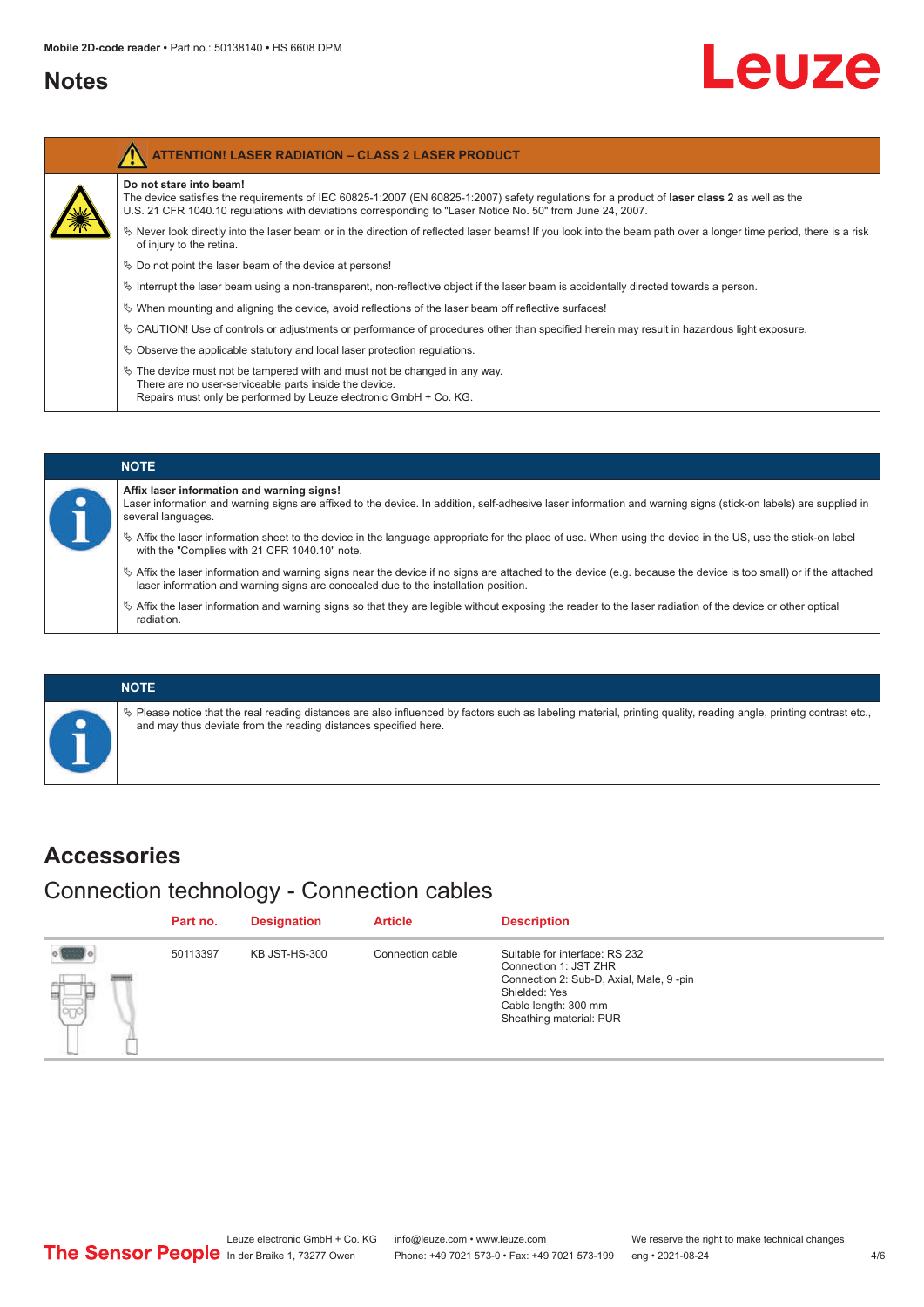## Notes

**ATTENTION! LASER RADIATION – CLASS 2 LASER PRODUCT**

**Do not stare into beam!**
The device satisfies the requirements of IEC 60825-1:2007 (EN 60825-1:2007) safety regulations for a product of **laser class 2** as well as the U.S. 21 CFR 1040.10 regulations with deviations corresponding to "Laser Notice No. 50" from June 24, 2007.

- Never look directly into the laser beam or in the direction of reflected laser beams! If you look into the beam path over a longer time period, there is a risk of injury to the retina.
- Do not point the laser beam of the device at persons!
- Interrupt the laser beam using a non-transparent, non-reflective object if the laser beam is accidentally directed towards a person.
- When mounting and aligning the device, avoid reflections of the laser beam off reflective surfaces!
- CAUTION! Use of controls or adjustments or performance of procedures other than specified herein may result in hazardous light exposure.
- Observe the applicable statutory and local laser protection regulations.
- The device must not be tampered with and must not be changed in any way.
  There are no user-serviceable parts inside the device.
  Repairs must only be performed by Leuze electronic GmbH + Co. KG.

**NOTE**

**Affix laser information and warning signs!**
Laser information and warning signs are affixed to the device. In addition, self-adhesive laser information and warning signs (stick-on labels) are supplied in several languages.

- Affix the laser information sheet to the device in the language appropriate for the place of use. When using the device in the US, use the stick-on label with the "Complies with 21 CFR 1040.10" note.
- Affix the laser information and warning signs near the device if no signs are attached to the device (e.g. because the device is too small) or if the attached laser information and warning signs are concealed due to the installation position.
- Affix the laser information and warning signs so that they are legible without exposing the reader to the laser radiation of the device or other optical radiation.

**NOTE**

- Please notice that the real reading distances are also influenced by factors such as labeling material, printing quality, reading angle, printing contrast etc., and may thus deviate from the reading distances specified here.

## Accessories

### Connection technology - Connection cables

| Part no. | Designation | Article | Description |
|---|---|---|---|
| 50113397 | KB JST-HS-300 | Connection cable | Suitable for interface: RS 232<br>Connection 1: JST ZHR<br>Connection 2: Sub-D, Axial, Male, 9 -pin<br>Shielded: Yes<br>Cable length: 300 mm<br>Sheathing material: PUR |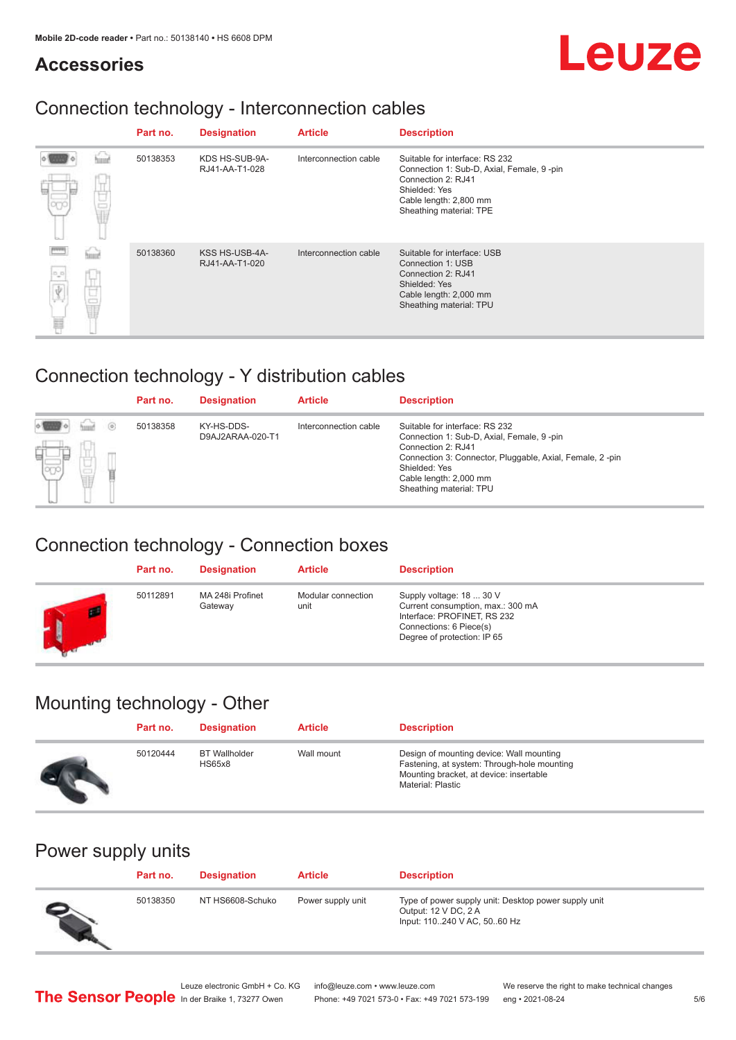## Accessories

### Connection technology - Interconnection cables

| Part no. | Designation | Article | Description |
|---|---|---|---|
| 50138353 | KDS HS-SUB-9A-RJ41-AA-T1-028 | Interconnection cable | Suitable for interface: RS 232<br>Connection 1: Sub-D, Axial, Female, 9 -pin<br>Connection 2: RJ41<br>Shielded: Yes<br>Cable length: 2,800 mm<br>Sheathing material: TPE |
| 50138360 | KSS HS-USB-4A-RJ41-AA-T1-020 | Interconnection cable | Suitable for interface: USB<br>Connection 1: USB<br>Connection 2: RJ41<br>Shielded: Yes<br>Cable length: 2,000 mm<br>Sheathing material: TPU |

### Connection technology - Y distribution cables

| Part no. | Designation | Article | Description |
|---|---|---|---|
| 50138358 | KY-HS-DDS-D9AJ2ARAA-020-T1 | Interconnection cable | Suitable for interface: RS 232<br>Connection 1: Sub-D, Axial, Female, 9 -pin<br>Connection 2: RJ41<br>Connection 3: Connector, Pluggable, Axial, Female, 2 -pin<br>Shielded: Yes<br>Cable length: 2,000 mm<br>Sheathing material: TPU |

### Connection technology - Connection boxes

| Part no. | Designation | Article | Description |
|---|---|---|---|
| 50112891 | MA 248i Profinet Gateway | Modular connection unit | Supply voltage: 18 ... 30 V<br>Current consumption, max.: 300 mA<br>Interface: PROFINET, RS 232<br>Connections: 6 Piece(s)<br>Degree of protection: IP 65 |

### Mounting technology - Other

| Part no. | Designation | Article | Description |
|---|---|---|---|
| 50120444 | BT Wallholder HS65x8 | Wall mount | Design of mounting device: Wall mounting<br>Fastening, at system: Through-hole mounting<br>Mounting bracket, at device: insertable<br>Material: Plastic |

### Power supply units

| Part no. | Designation | Article | Description |
|---|---|---|---|
| 50138350 | NT HS6608-Schuko | Power supply unit | Type of power supply unit: Desktop power supply unit<br>Output: 12 V DC, 2 A<br>Input: 110..240 V AC, 50..60 Hz |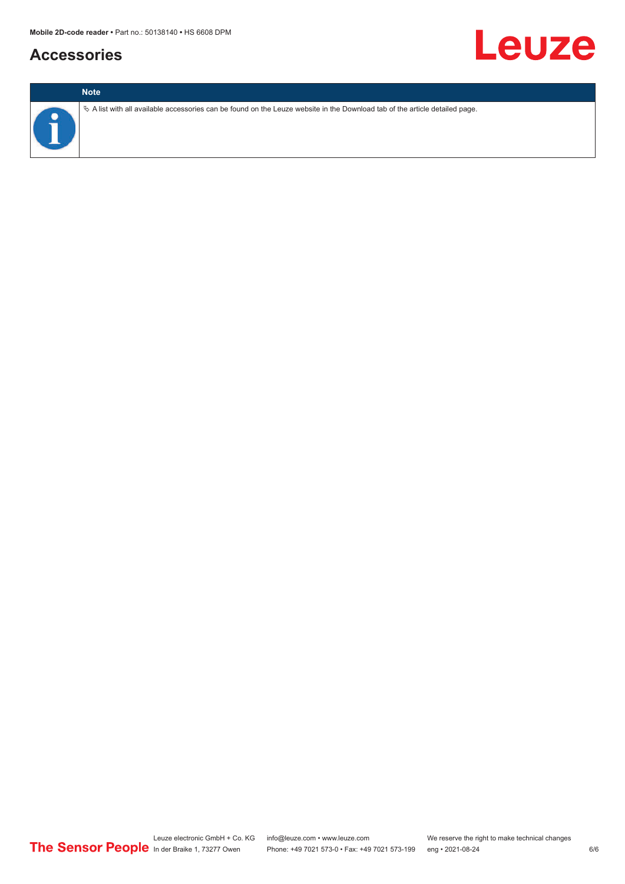# Accessories

| | Note |
|---|---|
| | ✎ A list with all available accessories can be found on the Leuze website in the Download tab of the article detailed page. |